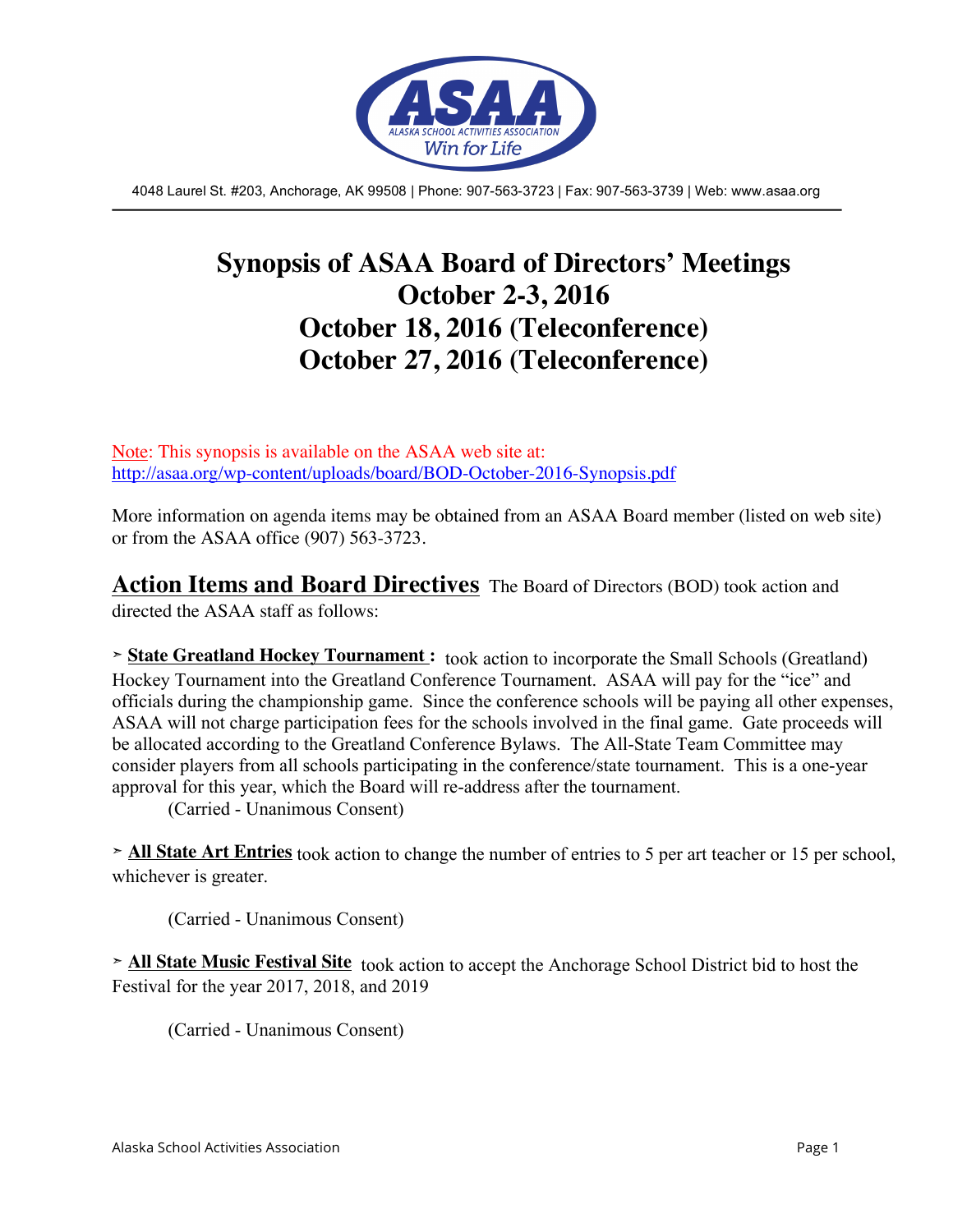ASAA
ALASKA SCHOOL ACTIVITIES ASSOCIATION
Win for Life

4048 Laurel St. #203, Anchorage, AK 99508 | Phone: 907-563-3723 | Fax: 907-563-3739 | Web: www.asaa.org

# Synopsis of ASAA Board of Directors' Meetings
# October 2-3, 2016
# October 18, 2016 (Teleconference)
# October 27, 2016 (Teleconference)

Note: This synopsis is available on the ASAA web site at: http://asaa.org/wp-content/uploads/board/BOD-October-2016-Synopsis.pdf

More information on agenda items may be obtained from an ASAA Board member (listed on web site) or from the ASAA office (907) 563-3723.

## Action Items and Board Directives

The Board of Directors (BOD) took action and directed the ASAA staff as follows:

➢ **State Greatland Hockey Tournament :** took action to incorporate the Small Schools (Greatland) Hockey Tournament into the Greatland Conference Tournament. ASAA will pay for the "ice" and officials during the championship game. Since the conference schools will be paying all other expenses, ASAA will not charge participation fees for the schools involved in the final game. Gate proceeds will be allocated according to the Greatland Conference Bylaws. The All-State Team Committee may consider players from all schools participating in the conference/state tournament. This is a one-year approval for this year, which the Board will re-address after the tournament.

(Carried - Unanimous Consent)

➢ **All State Art Entries** took action to change the number of entries to 5 per art teacher or 15 per school, whichever is greater.

(Carried - Unanimous Consent)

➢ **All State Music Festival Site** took action to accept the Anchorage School District bid to host the Festival for the year 2017, 2018, and 2019

(Carried - Unanimous Consent)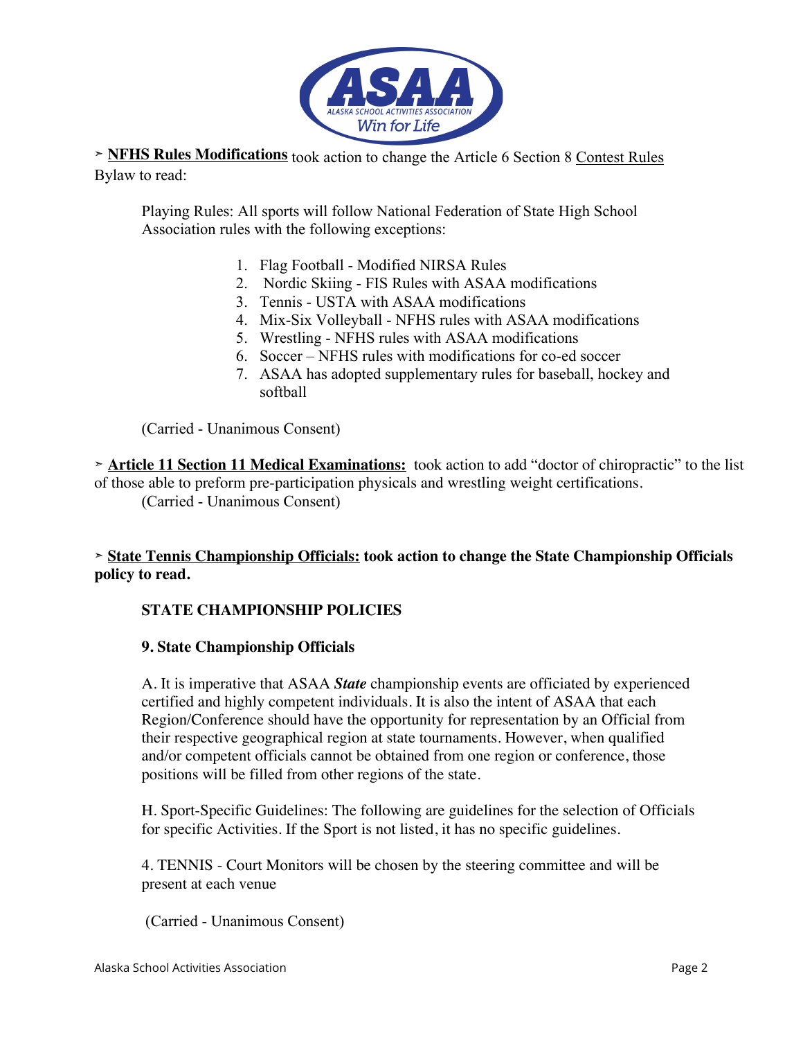➢ **NFHS Rules Modifications** took action to change the Article 6 Section 8 Contest Rules Bylaw to read:

> Playing Rules: All sports will follow National Federation of State High School Association rules with the following exceptions:
>
> 1. Flag Football - Modified NIRSA Rules
> 2. Nordic Skiing - FIS Rules with ASAA modifications
> 3. Tennis - USTA with ASAA modifications
> 4. Mix-Six Volleyball - NFHS rules with ASAA modifications
> 5. Wrestling - NFHS rules with ASAA modifications
> 6. Soccer – NFHS rules with modifications for co-ed soccer
> 7. ASAA has adopted supplementary rules for baseball, hockey and softball
>
> (Carried - Unanimous Consent)

➢ **Article 11 Section 11 Medical Examinations:** took action to add "doctor of chiropractic" to the list of those able to preform pre-participation physicals and wrestling weight certifications.

(Carried - Unanimous Consent)

➢ **State Tennis Championship Officials: took action to change the State Championship Officials policy to read.**

> **STATE CHAMPIONSHIP POLICIES**
>
> **9. State Championship Officials**
>
> A. It is imperative that ASAA ***State*** championship events are officiated by experienced certified and highly competent individuals. It is also the intent of ASAA that each Region/Conference should have the opportunity for representation by an Official from their respective geographical region at state tournaments. However, when qualified and/or competent officials cannot be obtained from one region or conference, those positions will be filled from other regions of the state.
>
> H. Sport-Specific Guidelines: The following are guidelines for the selection of Officials for specific Activities. If the Sport is not listed, it has no specific guidelines.
>
> 4. TENNIS - Court Monitors will be chosen by the steering committee and will be present at each venue
>
> (Carried - Unanimous Consent)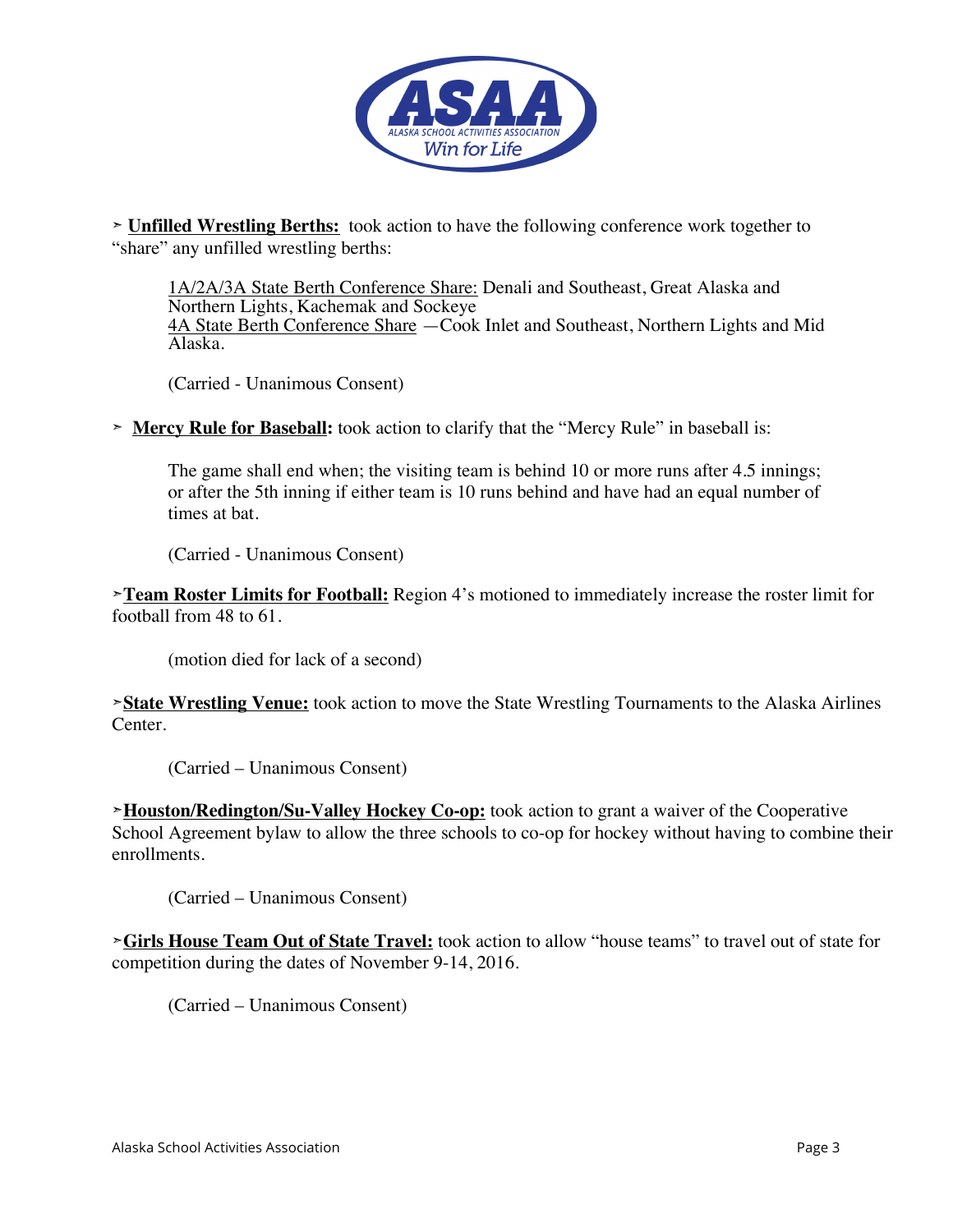➢ **Unfilled Wrestling Berths:** took action to have the following conference work together to "share" any unfilled wrestling berths:

> 1A/2A/3A State Berth Conference Share: Denali and Southeast, Great Alaska and Northern Lights, Kachemak and Sockeye
> 4A State Berth Conference Share —Cook Inlet and Southeast, Northern Lights and Mid Alaska.
>
> (Carried - Unanimous Consent)

➢ **Mercy Rule for Baseball:** took action to clarify that the "Mercy Rule" in baseball is:

> The game shall end when; the visiting team is behind 10 or more runs after 4.5 innings; or after the 5th inning if either team is 10 runs behind and have had an equal number of times at bat.
>
> (Carried - Unanimous Consent)

➢ **Team Roster Limits for Football:** Region 4's motioned to immediately increase the roster limit for football from 48 to 61.

> (motion died for lack of a second)

➢ **State Wrestling Venue:** took action to move the State Wrestling Tournaments to the Alaska Airlines Center.

> (Carried – Unanimous Consent)

➢ **Houston/Redington/Su-Valley Hockey Co-op:** took action to grant a waiver of the Cooperative School Agreement bylaw to allow the three schools to co-op for hockey without having to combine their enrollments.

> (Carried – Unanimous Consent)

➢ **Girls House Team Out of State Travel:** took action to allow "house teams" to travel out of state for competition during the dates of November 9-14, 2016.

> (Carried – Unanimous Consent)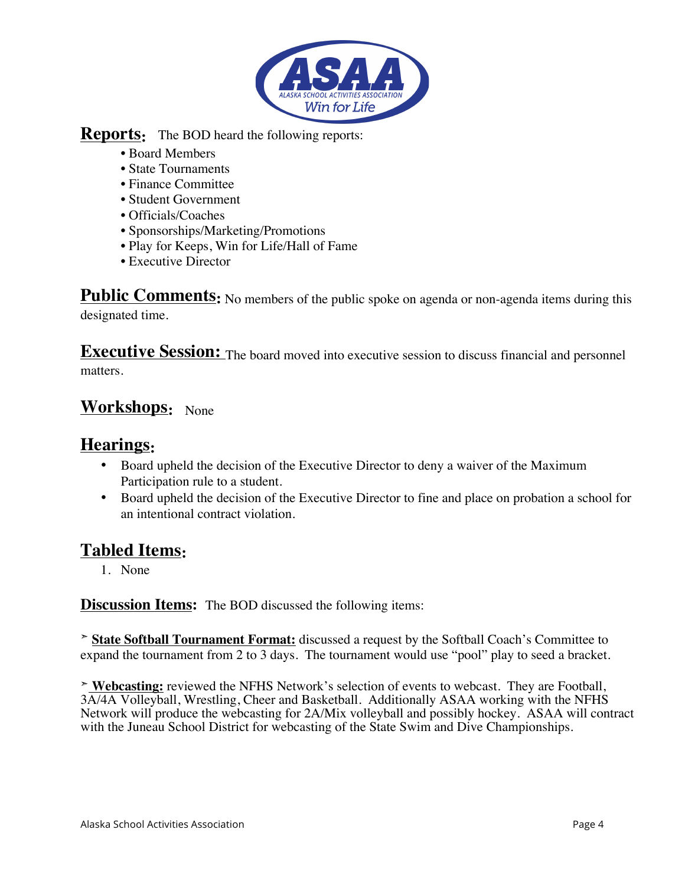**Reports:** The BOD heard the following reports:

- Board Members
- State Tournaments
- Finance Committee
- Student Government
- Officials/Coaches
- Sponsorships/Marketing/Promotions
- Play for Keeps, Win for Life/Hall of Fame
- Executive Director

**Public Comments:** No members of the public spoke on agenda or non-agenda items during this designated time.

**Executive Session:** The board moved into executive session to discuss financial and personnel matters.

**Workshops:** None

**Hearings:**

- Board upheld the decision of the Executive Director to deny a waiver of the Maximum Participation rule to a student.
- Board upheld the decision of the Executive Director to fine and place on probation a school for an intentional contract violation.

**Tabled Items:**

1. None

**Discussion Items:** The BOD discussed the following items:

➢ **State Softball Tournament Format:** discussed a request by the Softball Coach's Committee to expand the tournament from 2 to 3 days. The tournament would use "pool" play to seed a bracket.

➢ **Webcasting:** reviewed the NFHS Network's selection of events to webcast. They are Football, 3A/4A Volleyball, Wrestling, Cheer and Basketball. Additionally ASAA working with the NFHS Network will produce the webcasting for 2A/Mix volleyball and possibly hockey. ASAA will contract with the Juneau School District for webcasting of the State Swim and Dive Championships.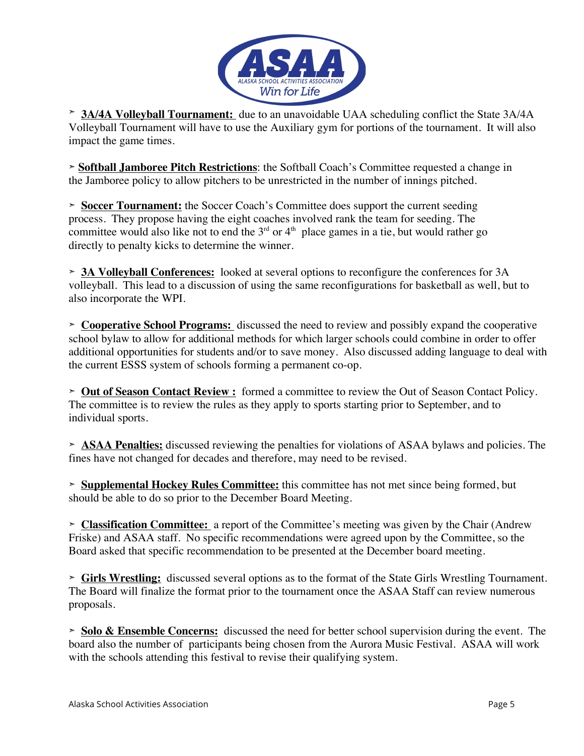- **3A/4A Volleyball Tournament:** due to an unavoidable UAA scheduling conflict the State 3A/4A Volleyball Tournament will have to use the Auxiliary gym for portions of the tournament. It will also impact the game times.

- **Softball Jamboree Pitch Restrictions**: the Softball Coach's Committee requested a change in the Jamboree policy to allow pitchers to be unrestricted in the number of innings pitched.

- **Soccer Tournament:** the Soccer Coach's Committee does support the current seeding process. They propose having the eight coaches involved rank the team for seeding. The committee would also like not to end the 3rd or 4th place games in a tie, but would rather go directly to penalty kicks to determine the winner.

- **3A Volleyball Conferences:** looked at several options to reconfigure the conferences for 3A volleyball. This lead to a discussion of using the same reconfigurations for basketball as well, but to also incorporate the WPI.

- **Cooperative School Programs:** discussed the need to review and possibly expand the cooperative school bylaw to allow for additional methods for which larger schools could combine in order to offer additional opportunities for students and/or to save money. Also discussed adding language to deal with the current ESSS system of schools forming a permanent co-op.

- **Out of Season Contact Review :** formed a committee to review the Out of Season Contact Policy. The committee is to review the rules as they apply to sports starting prior to September, and to individual sports.

- **ASAA Penalties:** discussed reviewing the penalties for violations of ASAA bylaws and policies. The fines have not changed for decades and therefore, may need to be revised.

- **Supplemental Hockey Rules Committee:** this committee has not met since being formed, but should be able to do so prior to the December Board Meeting.

- **Classification Committee:** a report of the Committee's meeting was given by the Chair (Andrew Friske) and ASAA staff. No specific recommendations were agreed upon by the Committee, so the Board asked that specific recommendation to be presented at the December board meeting.

- **Girls Wrestling:** discussed several options as to the format of the State Girls Wrestling Tournament. The Board will finalize the format prior to the tournament once the ASAA Staff can review numerous proposals.

- **Solo & Ensemble Concerns:** discussed the need for better school supervision during the event. The board also the number of participants being chosen from the Aurora Music Festival. ASAA will work with the schools attending this festival to revise their qualifying system.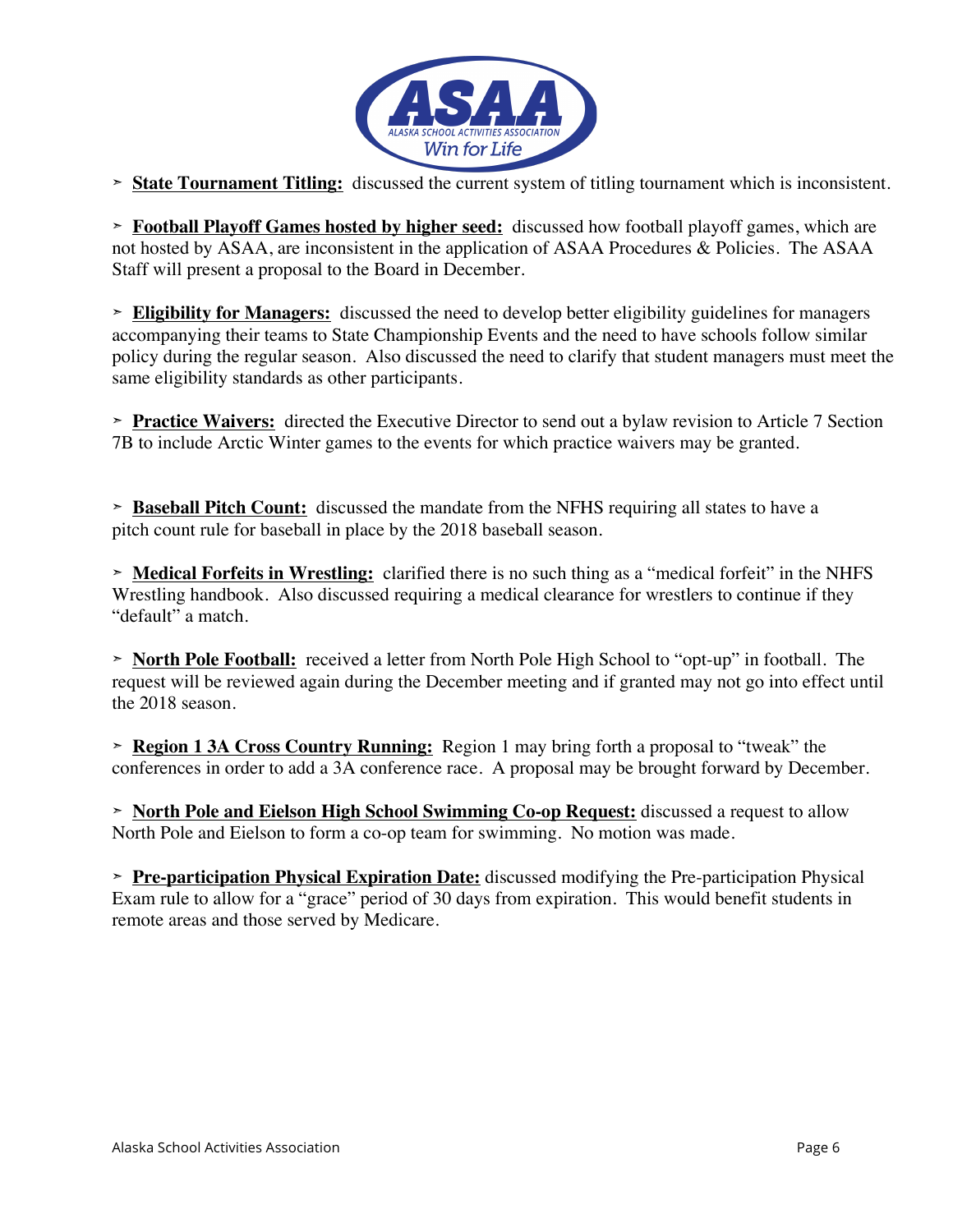- **State Tournament Titling:** discussed the current system of titling tournament which is inconsistent.

- **Football Playoff Games hosted by higher seed:** discussed how football playoff games, which are not hosted by ASAA, are inconsistent in the application of ASAA Procedures & Policies. The ASAA Staff will present a proposal to the Board in December.

- **Eligibility for Managers:** discussed the need to develop better eligibility guidelines for managers accompanying their teams to State Championship Events and the need to have schools follow similar policy during the regular season. Also discussed the need to clarify that student managers must meet the same eligibility standards as other participants.

- **Practice Waivers:** directed the Executive Director to send out a bylaw revision to Article 7 Section 7B to include Arctic Winter games to the events for which practice waivers may be granted.

- **Baseball Pitch Count:** discussed the mandate from the NFHS requiring all states to have a pitch count rule for baseball in place by the 2018 baseball season.

- **Medical Forfeits in Wrestling:** clarified there is no such thing as a "medical forfeit" in the NHFS Wrestling handbook. Also discussed requiring a medical clearance for wrestlers to continue if they "default" a match.

- **North Pole Football:** received a letter from North Pole High School to "opt-up" in football. The request will be reviewed again during the December meeting and if granted may not go into effect until the 2018 season.

- **Region 1 3A Cross Country Running:** Region 1 may bring forth a proposal to "tweak" the conferences in order to add a 3A conference race. A proposal may be brought forward by December.

- **North Pole and Eielson High School Swimming Co-op Request:** discussed a request to allow North Pole and Eielson to form a co-op team for swimming. No motion was made.

- **Pre-participation Physical Expiration Date:** discussed modifying the Pre-participation Physical Exam rule to allow for a "grace" period of 30 days from expiration. This would benefit students in remote areas and those served by Medicare.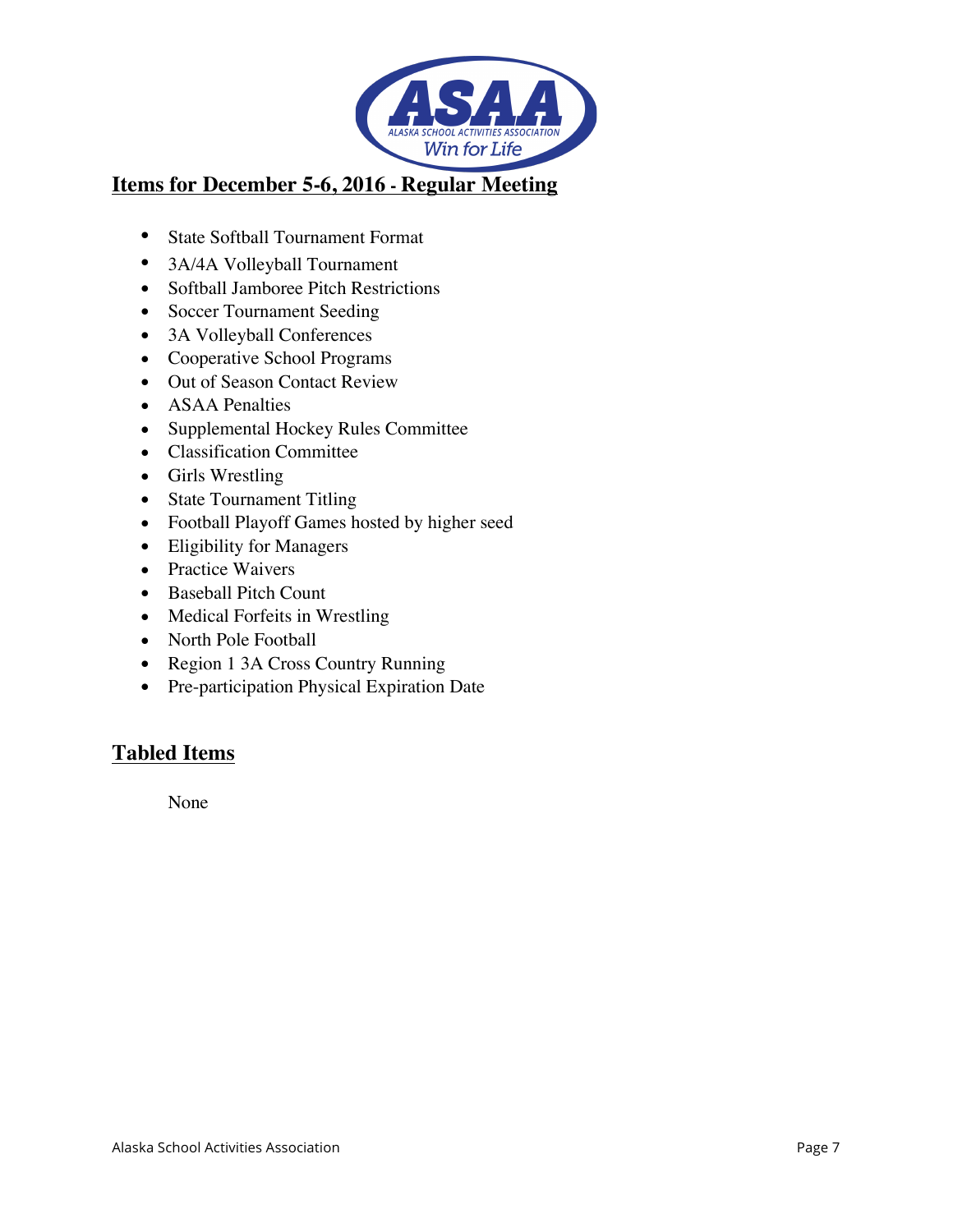## Items for December 5-6, 2016 - Regular Meeting

- State Softball Tournament Format
- 3A/4A Volleyball Tournament
- Softball Jamboree Pitch Restrictions
- Soccer Tournament Seeding
- 3A Volleyball Conferences
- Cooperative School Programs
- Out of Season Contact Review
- ASAA Penalties
- Supplemental Hockey Rules Committee
- Classification Committee
- Girls Wrestling
- State Tournament Titling
- Football Playoff Games hosted by higher seed
- Eligibility for Managers
- Practice Waivers
- Baseball Pitch Count
- Medical Forfeits in Wrestling
- North Pole Football
- Region 1 3A Cross Country Running
- Pre-participation Physical Expiration Date

## Tabled Items

None